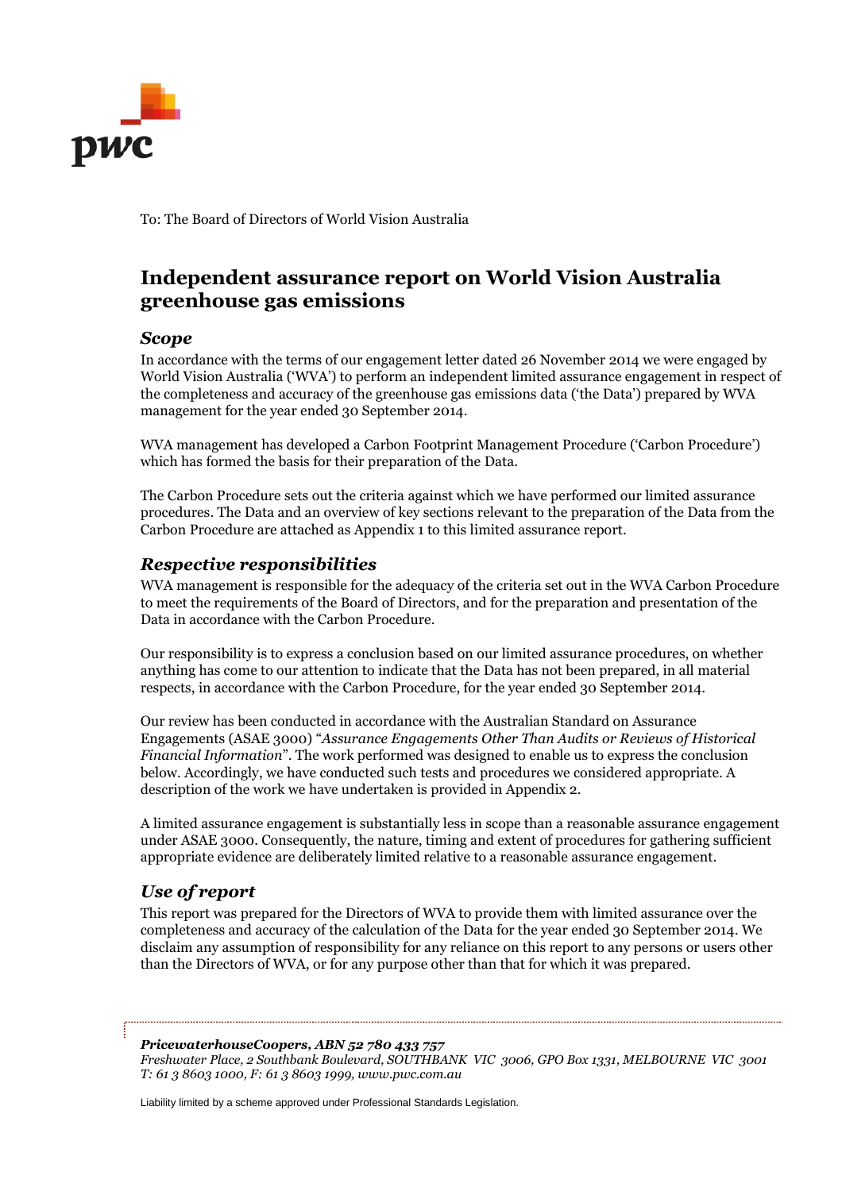To: The Board of Directors of World Vision Australia

# Independent assurance report on World Vision Australia greenhouse gas emissions

## *Scope*

In accordance with the terms of our engagement letter dated 26 November 2014 we were engaged by World Vision Australia ('WVA') to perform an independent limited assurance engagement in respect of the completeness and accuracy of the greenhouse gas emissions data ('the Data') prepared by WVA management for the year ended 30 September 2014.

WVA management has developed a Carbon Footprint Management Procedure ('Carbon Procedure') which has formed the basis for their preparation of the Data.

The Carbon Procedure sets out the criteria against which we have performed our limited assurance procedures. The Data and an overview of key sections relevant to the preparation of the Data from the Carbon Procedure are attached as Appendix 1 to this limited assurance report.

## *Respective responsibilities*

WVA management is responsible for the adequacy of the criteria set out in the WVA Carbon Procedure to meet the requirements of the Board of Directors, and for the preparation and presentation of the Data in accordance with the Carbon Procedure.

Our responsibility is to express a conclusion based on our limited assurance procedures, on whether anything has come to our attention to indicate that the Data has not been prepared, in all material respects, in accordance with the Carbon Procedure, for the year ended 30 September 2014.

Our review has been conducted in accordance with the Australian Standard on Assurance Engagements (ASAE 3000) "*Assurance Engagements Other Than Audits or Reviews of Historical Financial Information*". The work performed was designed to enable us to express the conclusion below. Accordingly, we have conducted such tests and procedures we considered appropriate. A description of the work we have undertaken is provided in Appendix 2.

A limited assurance engagement is substantially less in scope than a reasonable assurance engagement under ASAE 3000. Consequently, the nature, timing and extent of procedures for gathering sufficient appropriate evidence are deliberately limited relative to a reasonable assurance engagement.

## *Use of report*

This report was prepared for the Directors of WVA to provide them with limited assurance over the completeness and accuracy of the calculation of the Data for the year ended 30 September 2014. We disclaim any assumption of responsibility for any reliance on this report to any persons or users other than the Directors of WVA, or for any purpose other than that for which it was prepared.

***PricewaterhouseCoopers, ABN 52 780 433 757***
*Freshwater Place, 2 Southbank Boulevard, SOUTHBANK VIC 3006, GPO Box 1331, MELBOURNE VIC 3001*
*T: 61 3 8603 1000, F: 61 3 8603 1999, www.pwc.com.au*

Liability limited by a scheme approved under Professional Standards Legislation.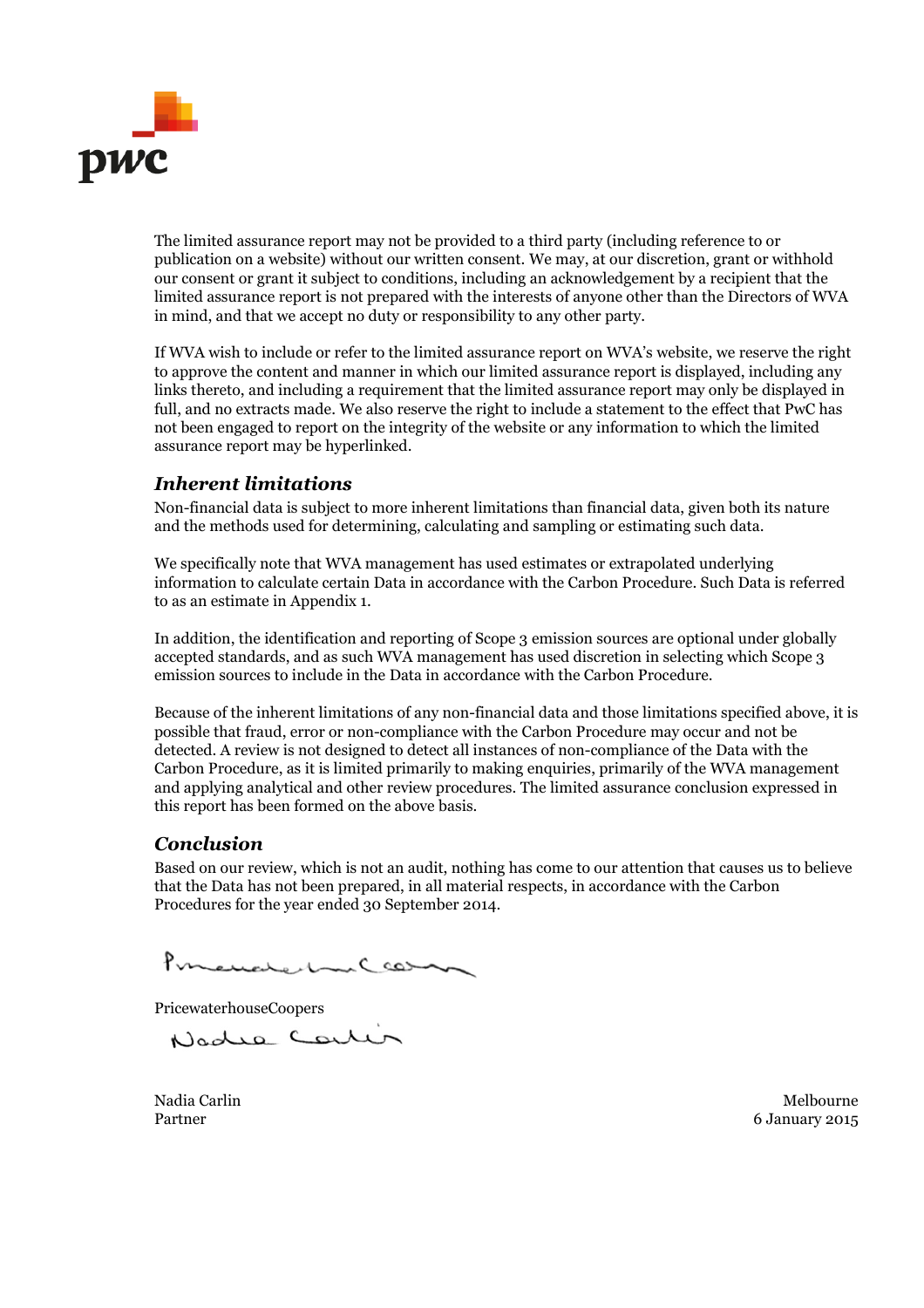The limited assurance report may not be provided to a third party (including reference to or publication on a website) without our written consent. We may, at our discretion, grant or withhold our consent or grant it subject to conditions, including an acknowledgement by a recipient that the limited assurance report is not prepared with the interests of anyone other than the Directors of WVA in mind, and that we accept no duty or responsibility to any other party.

If WVA wish to include or refer to the limited assurance report on WVA's website, we reserve the right to approve the content and manner in which our limited assurance report is displayed, including any links thereto, and including a requirement that the limited assurance report may only be displayed in full, and no extracts made. We also reserve the right to include a statement to the effect that PwC has not been engaged to report on the integrity of the website or any information to which the limited assurance report may be hyperlinked.

## *Inherent limitations*

Non-financial data is subject to more inherent limitations than financial data, given both its nature and the methods used for determining, calculating and sampling or estimating such data.

We specifically note that WVA management has used estimates or extrapolated underlying information to calculate certain Data in accordance with the Carbon Procedure. Such Data is referred to as an estimate in Appendix 1.

In addition, the identification and reporting of Scope 3 emission sources are optional under globally accepted standards, and as such WVA management has used discretion in selecting which Scope 3 emission sources to include in the Data in accordance with the Carbon Procedure.

Because of the inherent limitations of any non-financial data and those limitations specified above, it is possible that fraud, error or non-compliance with the Carbon Procedure may occur and not be detected. A review is not designed to detect all instances of non-compliance of the Data with the Carbon Procedure, as it is limited primarily to making enquiries, primarily of the WVA management and applying analytical and other review procedures. The limited assurance conclusion expressed in this report has been formed on the above basis.

## *Conclusion*

Based on our review, which is not an audit, nothing has come to our attention that causes us to believe that the Data has not been prepared, in all material respects, in accordance with the Carbon Procedures for the year ended 30 September 2014.

PricewaterhouseCoopers

Nadia Carlin
Partner

Melbourne
6 January 2015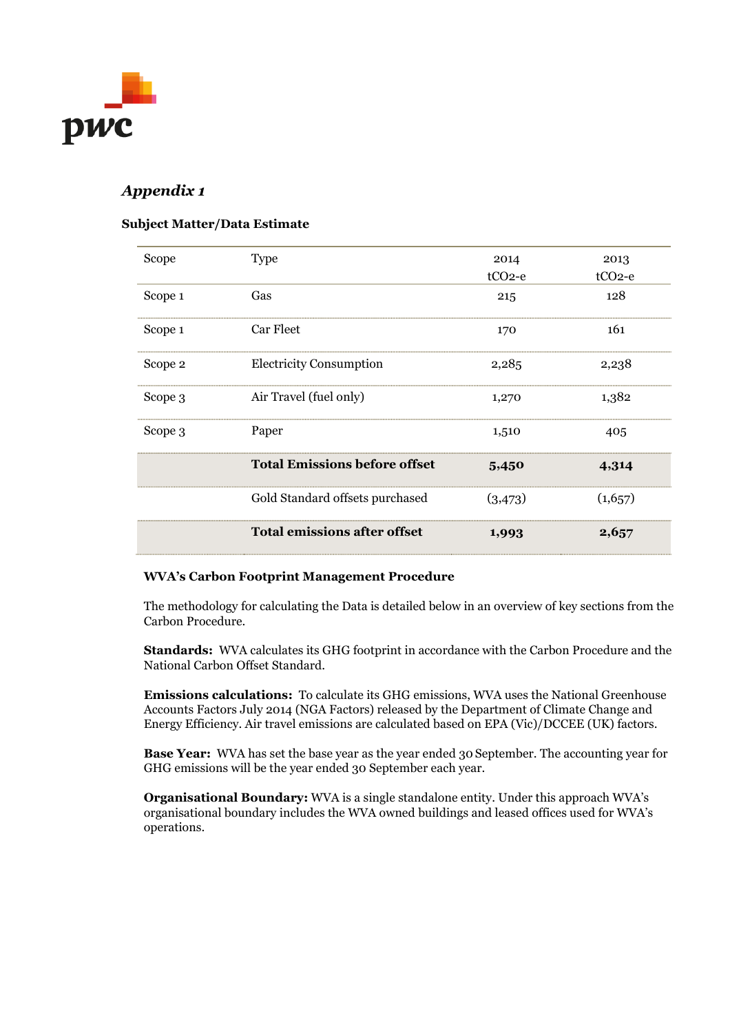## *Appendix 1*

### Subject Matter/Data Estimate

| Scope | Type | 2014 tCO2-e | 2013 tCO2-e |
|---|---|---|---|
| Scope 1 | Gas | 215 | 128 |
| Scope 1 | Car Fleet | 170 | 161 |
| Scope 2 | Electricity Consumption | 2,285 | 2,238 |
| Scope 3 | Air Travel (fuel only) | 1,270 | 1,382 |
| Scope 3 | Paper | 1,510 | 405 |
| | **Total Emissions before offset** | **5,450** | **4,314** |
| | Gold Standard offsets purchased | (3,473) | (1,657) |
| | **Total emissions after offset** | **1,993** | **2,657** |

**WVA's Carbon Footprint Management Procedure**

The methodology for calculating the Data is detailed below in an overview of key sections from the Carbon Procedure.

**Standards:** WVA calculates its GHG footprint in accordance with the Carbon Procedure and the National Carbon Offset Standard.

**Emissions calculations:** To calculate its GHG emissions, WVA uses the National Greenhouse Accounts Factors July 2014 (NGA Factors) released by the Department of Climate Change and Energy Efficiency. Air travel emissions are calculated based on EPA (Vic)/DCCEE (UK) factors.

**Base Year:** WVA has set the base year as the year ended 30 September. The accounting year for GHG emissions will be the year ended 30 September each year.

**Organisational Boundary:** WVA is a single standalone entity. Under this approach WVA's organisational boundary includes the WVA owned buildings and leased offices used for WVA's operations.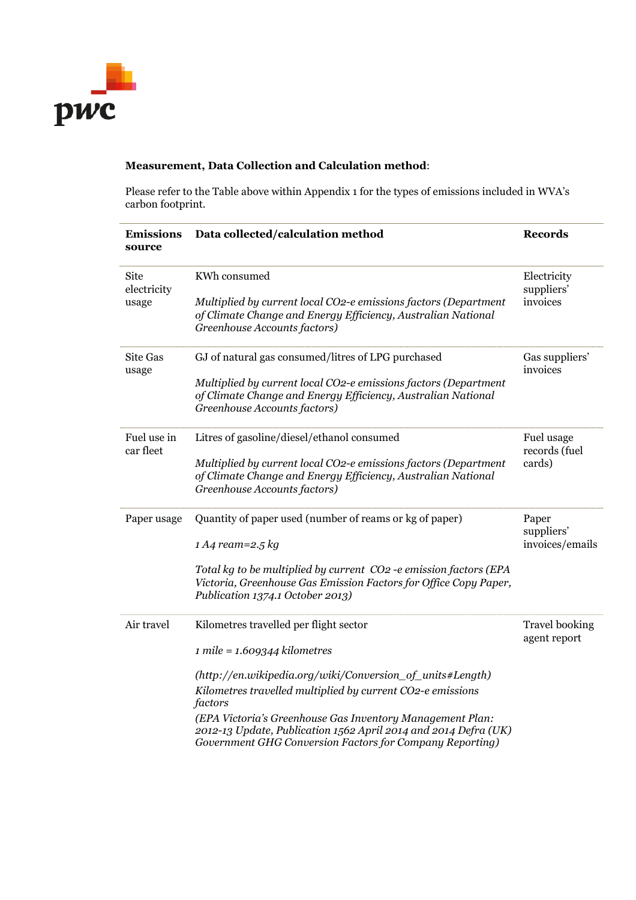**Measurement, Data Collection and Calculation method**:

Please refer to the Table above within Appendix 1 for the types of emissions included in WVA's carbon footprint.

| Emissions source | Data collected/calculation method | Records |
|---|---|---|
| Site electricity usage | KWh consumed<br><br>*Multiplied by current local $CO_2$-e emissions factors (Department of Climate Change and Energy Efficiency, Australian National Greenhouse Accounts factors)* | Electricity suppliers' invoices |
| Site Gas usage | GJ of natural gas consumed/litres of LPG purchased<br><br>*Multiplied by current local $CO_2$-e emissions factors (Department of Climate Change and Energy Efficiency, Australian National Greenhouse Accounts factors)* | Gas suppliers' invoices |
| Fuel use in car fleet | Litres of gasoline/diesel/ethanol consumed<br><br>*Multiplied by current local $CO_2$-e emissions factors (Department of Climate Change and Energy Efficiency, Australian National Greenhouse Accounts factors)* | Fuel usage records (fuel cards) |
| Paper usage | Quantity of paper used (number of reams or kg of paper)<br><br>*1 A4 ream=2.5 kg*<br><br>*Total kg to be multiplied by current $CO_2$ -e emission factors (EPA Victoria, Greenhouse Gas Emission Factors for Office Copy Paper, Publication 1374.1 October 2013)* | Paper suppliers' invoices/emails |
| Air travel | Kilometres travelled per flight sector<br><br>*1 mile = 1.609344 kilometres*<br><br>*(http://en.wikipedia.org/wiki/Conversion_of_units#Length)*<br>*Kilometres travelled multiplied by current $CO_2$-e emissions factors*<br>*(EPA Victoria's Greenhouse Gas Inventory Management Plan: 2012-13 Update, Publication 1562 April 2014 and 2014 Defra (UK) Government GHG Conversion Factors for Company Reporting)* | Travel booking agent report |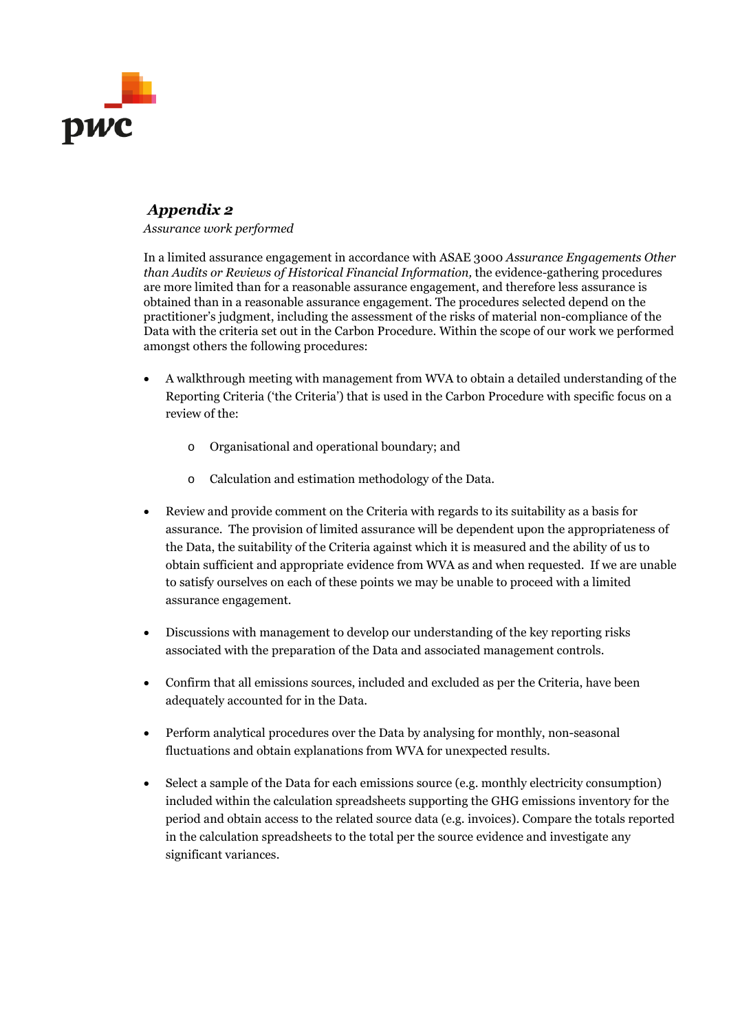## *Appendix 2*

*Assurance work performed*

In a limited assurance engagement in accordance with ASAE 3000 *Assurance Engagements Other than Audits or Reviews of Historical Financial Information,* the evidence-gathering procedures are more limited than for a reasonable assurance engagement, and therefore less assurance is obtained than in a reasonable assurance engagement. The procedures selected depend on the practitioner's judgment, including the assessment of the risks of material non-compliance of the Data with the criteria set out in the Carbon Procedure. Within the scope of our work we performed amongst others the following procedures:

- A walkthrough meeting with management from WVA to obtain a detailed understanding of the Reporting Criteria ('the Criteria') that is used in the Carbon Procedure with specific focus on a review of the:
  - Organisational and operational boundary; and
  - Calculation and estimation methodology of the Data.
- Review and provide comment on the Criteria with regards to its suitability as a basis for assurance. The provision of limited assurance will be dependent upon the appropriateness of the Data, the suitability of the Criteria against which it is measured and the ability of us to obtain sufficient and appropriate evidence from WVA as and when requested. If we are unable to satisfy ourselves on each of these points we may be unable to proceed with a limited assurance engagement.
- Discussions with management to develop our understanding of the key reporting risks associated with the preparation of the Data and associated management controls.
- Confirm that all emissions sources, included and excluded as per the Criteria, have been adequately accounted for in the Data.
- Perform analytical procedures over the Data by analysing for monthly, non-seasonal fluctuations and obtain explanations from WVA for unexpected results.
- Select a sample of the Data for each emissions source (e.g. monthly electricity consumption) included within the calculation spreadsheets supporting the GHG emissions inventory for the period and obtain access to the related source data (e.g. invoices). Compare the totals reported in the calculation spreadsheets to the total per the source evidence and investigate any significant variances.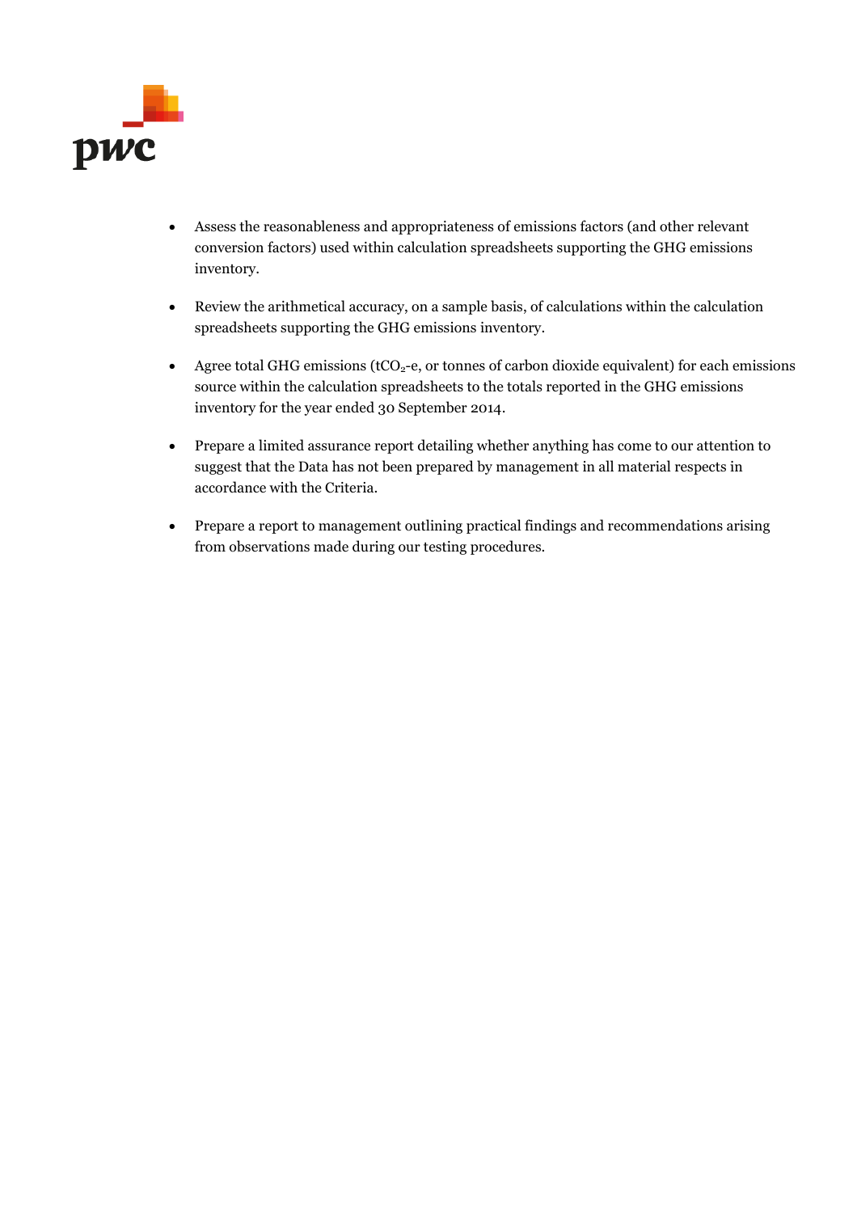- Assess the reasonableness and appropriateness of emissions factors (and other relevant conversion factors) used within calculation spreadsheets supporting the GHG emissions inventory.

- Review the arithmetical accuracy, on a sample basis, of calculations within the calculation spreadsheets supporting the GHG emissions inventory.

- Agree total GHG emissions ($tCO_2$-e, or tonnes of carbon dioxide equivalent) for each emissions source within the calculation spreadsheets to the totals reported in the GHG emissions inventory for the year ended 30 September 2014.

- Prepare a limited assurance report detailing whether anything has come to our attention to suggest that the Data has not been prepared by management in all material respects in accordance with the Criteria.

- Prepare a report to management outlining practical findings and recommendations arising from observations made during our testing procedures.